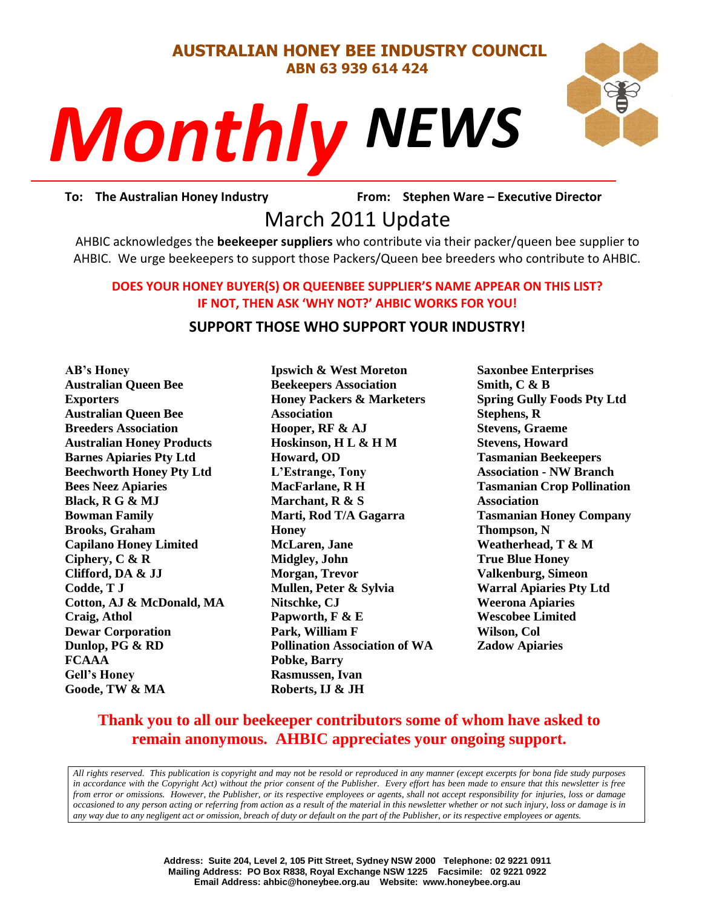**AUSTRALIAN HONEY BEE INDUSTRY COUNCIL**
**ABN 63 939 614 424**

# *Monthly NEWS*

**To: The Australian Honey Industry** **From: Stephen Ware – Executive Director**

## March 2011 Update

AHBIC acknowledges the **beekeeper suppliers** who contribute via their packer/queen bee supplier to AHBIC. We urge beekeepers to support those Packers/Queen bee breeders who contribute to AHBIC.

**DOES YOUR HONEY BUYER(S) OR QUEENBEE SUPPLIER'S NAME APPEAR ON THIS LIST? IF NOT, THEN ASK 'WHY NOT?' AHBIC WORKS FOR YOU!**

### SUPPORT THOSE WHO SUPPORT YOUR INDUSTRY!

**AB's Honey**
**Australian Queen Bee Exporters**
**Australian Queen Bee Breeders Association**
**Australian Honey Products**
**Barnes Apiaries Pty Ltd**
**Beechworth Honey Pty Ltd**
**Bees Neez Apiaries**
**Black, R G & MJ**
**Bowman Family**
**Brooks, Graham**
**Capilano Honey Limited**
**Ciphery, C & R**
**Clifford, DA & JJ**
**Codde, T J**
**Cotton, AJ & McDonald, MA**
**Craig, Athol**
**Dewar Corporation**
**Dunlop, PG & RD**
**FCAAA**
**Gell's Honey**
**Goode, TW & MA**
**Ipswich & West Moreton Beekeepers Association**
**Honey Packers & Marketers Association**
**Hooper, RF & AJ**
**Hoskinson, H L & H M**
**Howard, OD**
**L'Estrange, Tony**
**MacFarlane, R H**
**Marchant, R & S**
**Marti, Rod T/A Gagarra Honey**
**McLaren, Jane**
**Midgley, John**
**Morgan, Trevor**
**Mullen, Peter & Sylvia**
**Nitschke, CJ**
**Papworth, F & E**
**Park, William F**
**Pollination Association of WA**
**Pobke, Barry**
**Rasmussen, Ivan**
**Roberts, IJ & JH**
**Saxonbee Enterprises**
**Smith, C & B**
**Spring Gully Foods Pty Ltd**
**Stephens, R**
**Stevens, Graeme**
**Stevens, Howard**
**Tasmanian Beekeepers Association - NW Branch**
**Tasmanian Crop Pollination Association**
**Tasmanian Honey Company**
**Thompson, N**
**Weatherhead, T & M**
**True Blue Honey**
**Valkenburg, Simeon**
**Warral Apiaries Pty Ltd**
**Weerona Apiaries**
**Wescobee Limited**
**Wilson, Col**
**Zadow Apiaries**

**Thank you to all our beekeeper contributors some of whom have asked to remain anonymous. AHBIC appreciates your ongoing support.**

*All rights reserved. This publication is copyright and may not be resold or reproduced in any manner (except excerpts for bona fide study purposes in accordance with the Copyright Act) without the prior consent of the Publisher. Every effort has been made to ensure that this newsletter is free from error or omissions. However, the Publisher, or its respective employees or agents, shall not accept responsibility for injuries, loss or damage occasioned to any person acting or referring from action as a result of the material in this newsletter whether or not such injury, loss or damage is in any way due to any negligent act or omission, breach of duty or default on the part of the Publisher, or its respective employees or agents.*

**Address: Suite 204, Level 2, 105 Pitt Street, Sydney NSW 2000 Telephone: 02 9221 0911**
**Mailing Address: PO Box R838, Royal Exchange NSW 1225 Facsimile: 02 9221 0922**
**Email Address: ahbic@honeybee.org.au Website: www.honeybee.org.au**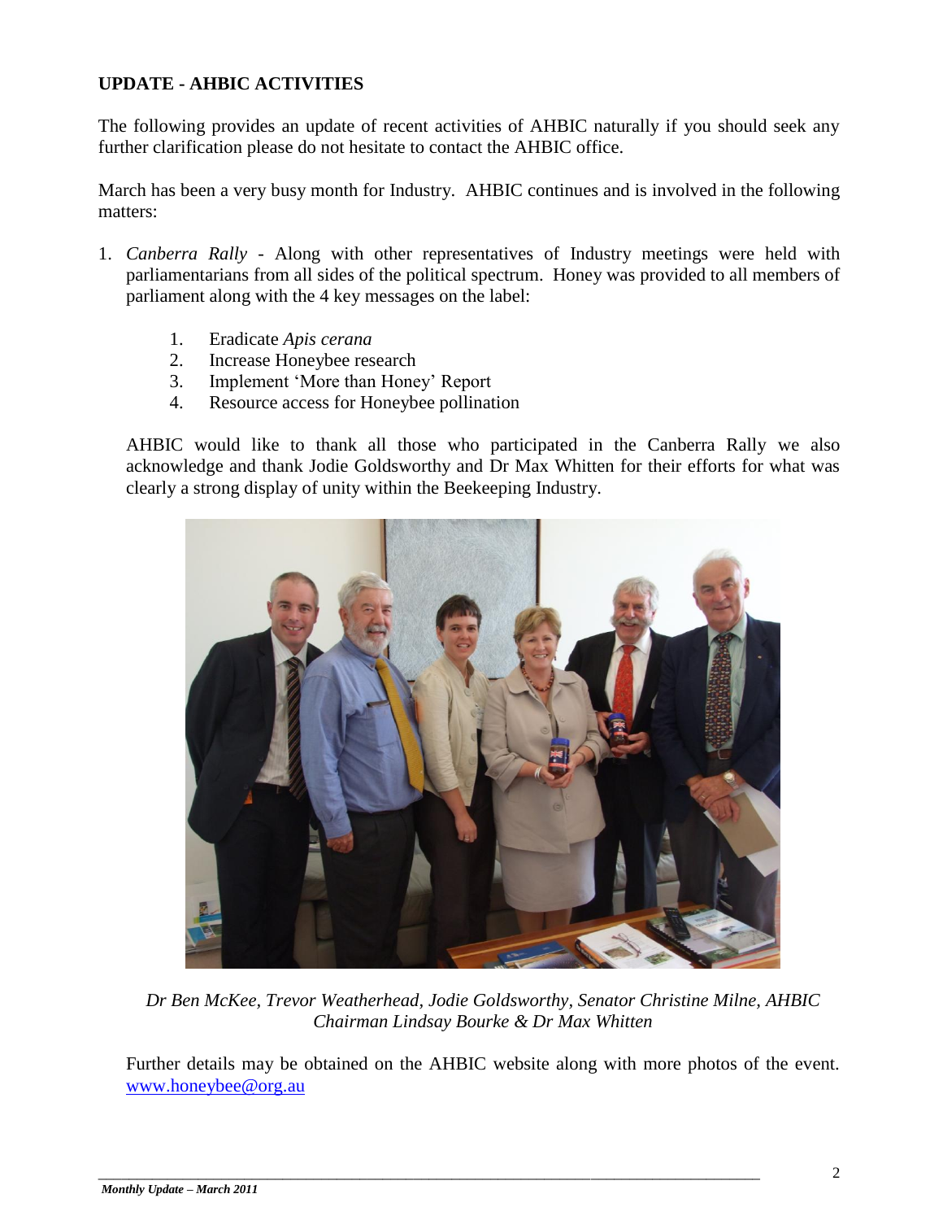## UPDATE - AHBIC ACTIVITIES

The following provides an update of recent activities of AHBIC naturally if you should seek any further clarification please do not hesitate to contact the AHBIC office.

March has been a very busy month for Industry. AHBIC continues and is involved in the following matters:

1. *Canberra Rally* - Along with other representatives of Industry meetings were held with parliamentarians from all sides of the political spectrum. Honey was provided to all members of parliament along with the 4 key messages on the label:

    1. Eradicate *Apis cerana*
    2. Increase Honeybee research
    3. Implement 'More than Honey' Report
    4. Resource access for Honeybee pollination

    AHBIC would like to thank all those who participated in the Canberra Rally we also acknowledge and thank Jodie Goldsworthy and Dr Max Whitten for their efforts for what was clearly a strong display of unity within the Beekeeping Industry.

    *Dr Ben McKee, Trevor Weatherhead, Jodie Goldsworthy, Senator Christine Milne, AHBIC Chairman Lindsay Bourke & Dr Max Whitten*

    Further details may be obtained on the AHBIC website along with more photos of the event. www.honeybee@org.au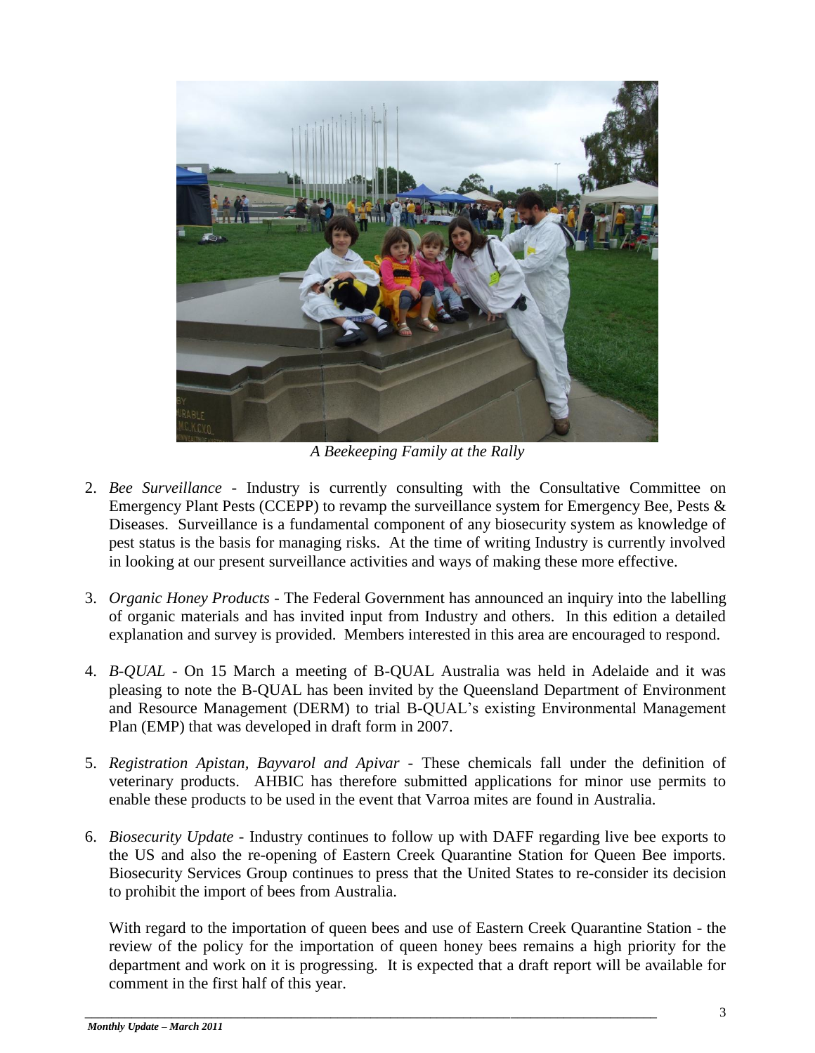*A Beekeeping Family at the Rally*

2. *Bee Surveillance* - Industry is currently consulting with the Consultative Committee on Emergency Plant Pests (CCEPP) to revamp the surveillance system for Emergency Bee, Pests & Diseases. Surveillance is a fundamental component of any biosecurity system as knowledge of pest status is the basis for managing risks. At the time of writing Industry is currently involved in looking at our present surveillance activities and ways of making these more effective.

3. *Organic Honey Products* - The Federal Government has announced an inquiry into the labelling of organic materials and has invited input from Industry and others. In this edition a detailed explanation and survey is provided. Members interested in this area are encouraged to respond.

4. *B-QUAL* - On 15 March a meeting of B-QUAL Australia was held in Adelaide and it was pleasing to note the B-QUAL has been invited by the Queensland Department of Environment and Resource Management (DERM) to trial B-QUAL's existing Environmental Management Plan (EMP) that was developed in draft form in 2007.

5. *Registration Apistan, Bayvarol and Apivar* - These chemicals fall under the definition of veterinary products. AHBIC has therefore submitted applications for minor use permits to enable these products to be used in the event that Varroa mites are found in Australia.

6. *Biosecurity Update* - Industry continues to follow up with DAFF regarding live bee exports to the US and also the re-opening of Eastern Creek Quarantine Station for Queen Bee imports. Biosecurity Services Group continues to press that the United States to re-consider its decision to prohibit the import of bees from Australia.

   With regard to the importation of queen bees and use of Eastern Creek Quarantine Station - the review of the policy for the importation of queen honey bees remains a high priority for the department and work on it is progressing. It is expected that a draft report will be available for comment in the first half of this year.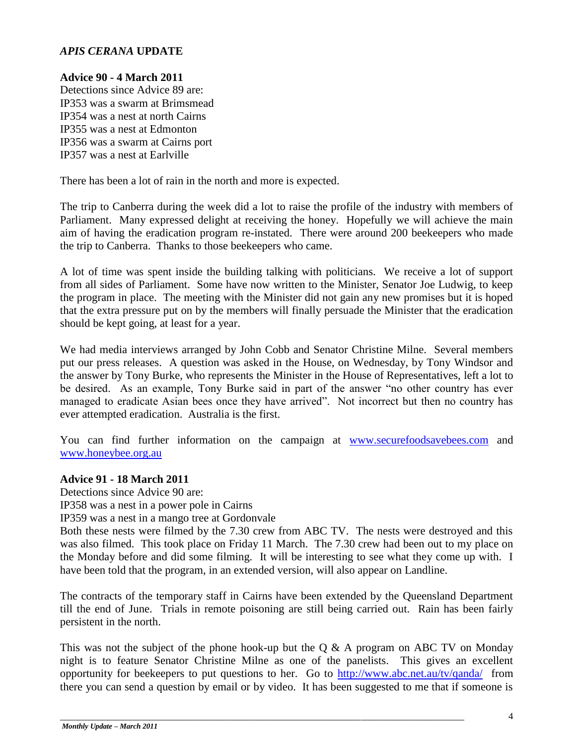## *APIS CERANA* UPDATE

**Advice 90 - 4 March 2011**

Detections since Advice 89 are:
IP353 was a swarm at Brimsmead
IP354 was a nest at north Cairns
IP355 was a nest at Edmonton
IP356 was a swarm at Cairns port
IP357 was a nest at Earlville

There has been a lot of rain in the north and more is expected.

The trip to Canberra during the week did a lot to raise the profile of the industry with members of Parliament. Many expressed delight at receiving the honey. Hopefully we will achieve the main aim of having the eradication program re-instated. There were around 200 beekeepers who made the trip to Canberra. Thanks to those beekeepers who came.

A lot of time was spent inside the building talking with politicians. We receive a lot of support from all sides of Parliament. Some have now written to the Minister, Senator Joe Ludwig, to keep the program in place. The meeting with the Minister did not gain any new promises but it is hoped that the extra pressure put on by the members will finally persuade the Minister that the eradication should be kept going, at least for a year.

We had media interviews arranged by John Cobb and Senator Christine Milne. Several members put our press releases. A question was asked in the House, on Wednesday, by Tony Windsor and the answer by Tony Burke, who represents the Minister in the House of Representatives, left a lot to be desired. As an example, Tony Burke said in part of the answer "no other country has ever managed to eradicate Asian bees once they have arrived". Not incorrect but then no country has ever attempted eradication. Australia is the first.

You can find further information on the campaign at [www.securefoodsavebees.com](http://www.securefoodsavebees.com) and [www.honeybee.org.au](http://www.honeybee.org.au)

**Advice 91 - 18 March 2011**

Detections since Advice 90 are:
IP358 was a nest in a power pole in Cairns
IP359 was a nest in a mango tree at Gordonvale
Both these nests were filmed by the 7.30 crew from ABC TV. The nests were destroyed and this was also filmed. This took place on Friday 11 March. The 7.30 crew had been out to my place on the Monday before and did some filming. It will be interesting to see what they come up with. I have been told that the program, in an extended version, will also appear on Landline.

The contracts of the temporary staff in Cairns have been extended by the Queensland Department till the end of June. Trials in remote poisoning are still being carried out. Rain has been fairly persistent in the north.

This was not the subject of the phone hook-up but the Q & A program on ABC TV on Monday night is to feature Senator Christine Milne as one of the panelists. This gives an excellent opportunity for beekeepers to put questions to her. Go to <http://www.abc.net.au/tv/qanda/> from there you can send a question by email or by video. It has been suggested to me that if someone is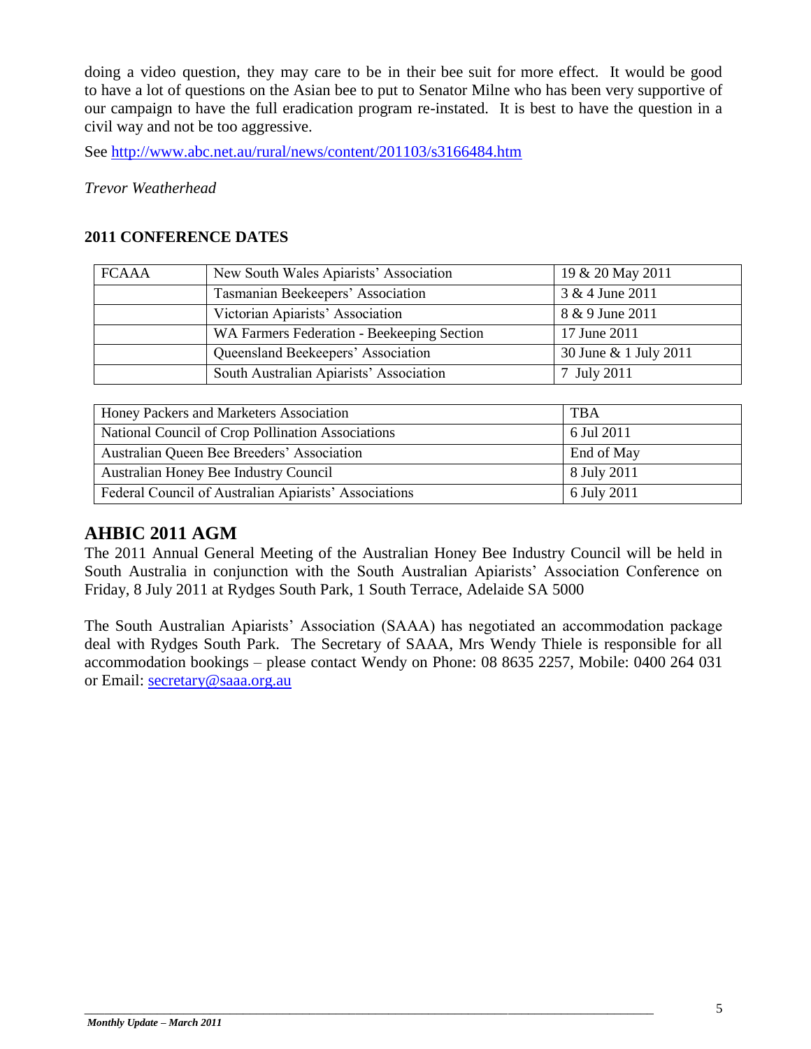doing a video question, they may care to be in their bee suit for more effect. It would be good to have a lot of questions on the Asian bee to put to Senator Milne who has been very supportive of our campaign to have the full eradication program re-instated. It is best to have the question in a civil way and not be too aggressive.

See http://www.abc.net.au/rural/news/content/201103/s3166484.htm

*Trevor Weatherhead*

**2011 CONFERENCE DATES**

| FCAAA | New South Wales Apiarists' Association | 19 & 20 May 2011 |
|---|---|---|
| | Tasmanian Beekeepers' Association | 3 & 4 June 2011 |
| | Victorian Apiarists' Association | 8 & 9 June 2011 |
| | WA Farmers Federation - Beekeeping Section | 17 June 2011 |
| | Queensland Beekeepers' Association | 30 June & 1 July 2011 |
| | South Australian Apiarists' Association | 7 July 2011 |

| Honey Packers and Marketers Association | TBA |
|---|---|
| National Council of Crop Pollination Associations | 6 Jul 2011 |
| Australian Queen Bee Breeders' Association | End of May |
| Australian Honey Bee Industry Council | 8 July 2011 |
| Federal Council of Australian Apiarists' Associations | 6 July 2011 |

## AHBIC 2011 AGM

The 2011 Annual General Meeting of the Australian Honey Bee Industry Council will be held in South Australia in conjunction with the South Australian Apiarists' Association Conference on Friday, 8 July 2011 at Rydges South Park, 1 South Terrace, Adelaide SA 5000

The South Australian Apiarists' Association (SAAA) has negotiated an accommodation package deal with Rydges South Park. The Secretary of SAAA, Mrs Wendy Thiele is responsible for all accommodation bookings – please contact Wendy on Phone: 08 8635 2257, Mobile: 0400 264 031 or Email: secretary@saaa.org.au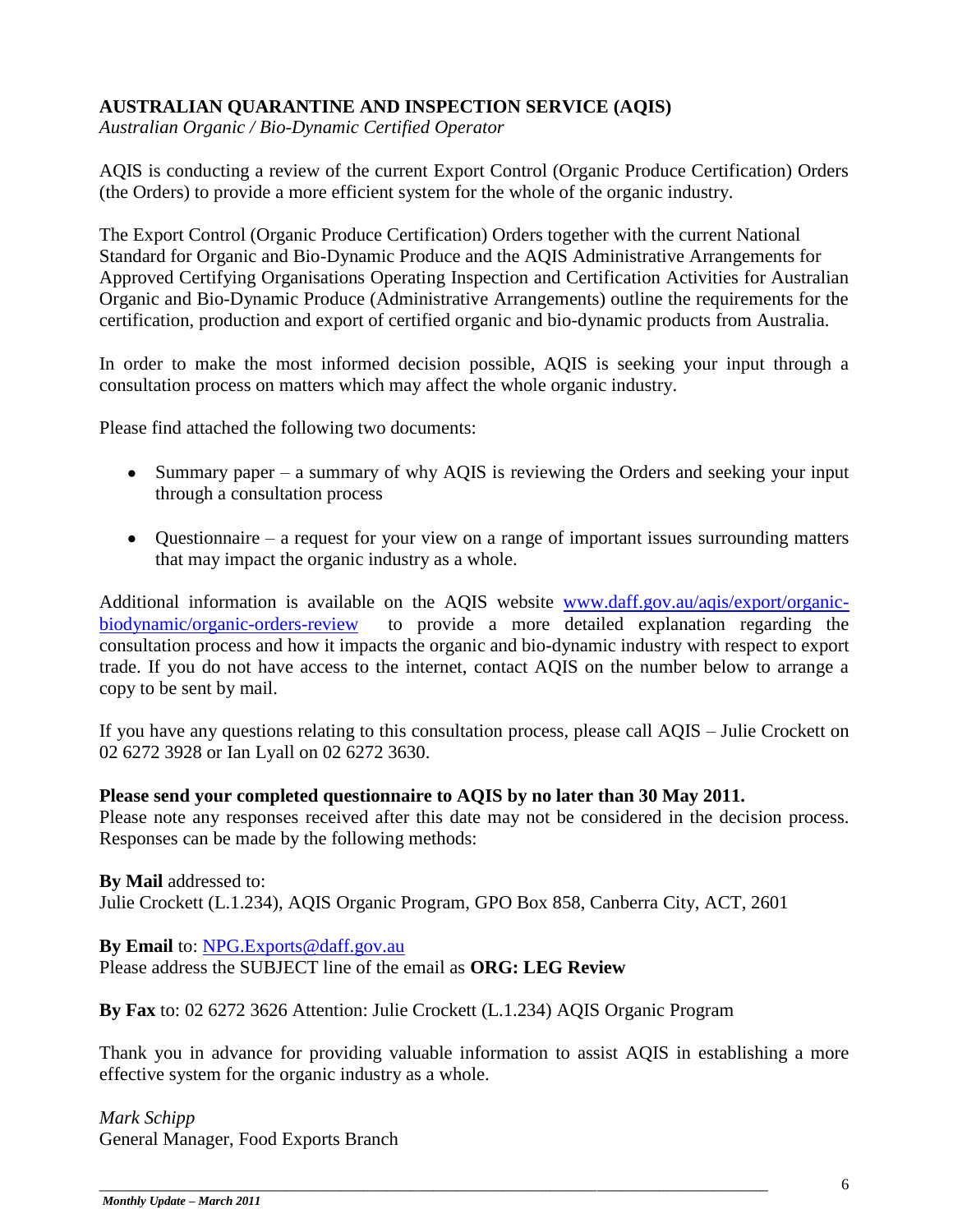## AUSTRALIAN QUARANTINE AND INSPECTION SERVICE (AQIS)

*Australian Organic / Bio-Dynamic Certified Operator*

AQIS is conducting a review of the current Export Control (Organic Produce Certification) Orders (the Orders) to provide a more efficient system for the whole of the organic industry.

The Export Control (Organic Produce Certification) Orders together with the current National Standard for Organic and Bio-Dynamic Produce and the AQIS Administrative Arrangements for Approved Certifying Organisations Operating Inspection and Certification Activities for Australian Organic and Bio-Dynamic Produce (Administrative Arrangements) outline the requirements for the certification, production and export of certified organic and bio-dynamic products from Australia.

In order to make the most informed decision possible, AQIS is seeking your input through a consultation process on matters which may affect the whole organic industry.

Please find attached the following two documents:

- Summary paper – a summary of why AQIS is reviewing the Orders and seeking your input through a consultation process
- Questionnaire – a request for your view on a range of important issues surrounding matters that may impact the organic industry as a whole.

Additional information is available on the AQIS website [www.daff.gov.au/aqis/export/organic-biodynamic/organic-orders-review](http://www.daff.gov.au/aqis/export/organic-biodynamic/organic-orders-review) to provide a more detailed explanation regarding the consultation process and how it impacts the organic and bio-dynamic industry with respect to export trade. If you do not have access to the internet, contact AQIS on the number below to arrange a copy to be sent by mail.

If you have any questions relating to this consultation process, please call AQIS – Julie Crockett on 02 6272 3928 or Ian Lyall on 02 6272 3630.

**Please send your completed questionnaire to AQIS by no later than 30 May 2011.**
Please note any responses received after this date may not be considered in the decision process. Responses can be made by the following methods:

**By Mail** addressed to:
Julie Crockett (L.1.234), AQIS Organic Program, GPO Box 858, Canberra City, ACT, 2601

**By Email** to: [NPG.Exports@daff.gov.au](mailto:NPG.Exports@daff.gov.au)
Please address the SUBJECT line of the email as **ORG: LEG Review**

**By Fax** to: 02 6272 3626 Attention: Julie Crockett (L.1.234) AQIS Organic Program

Thank you in advance for providing valuable information to assist AQIS in establishing a more effective system for the organic industry as a whole.

*Mark Schipp*
General Manager, Food Exports Branch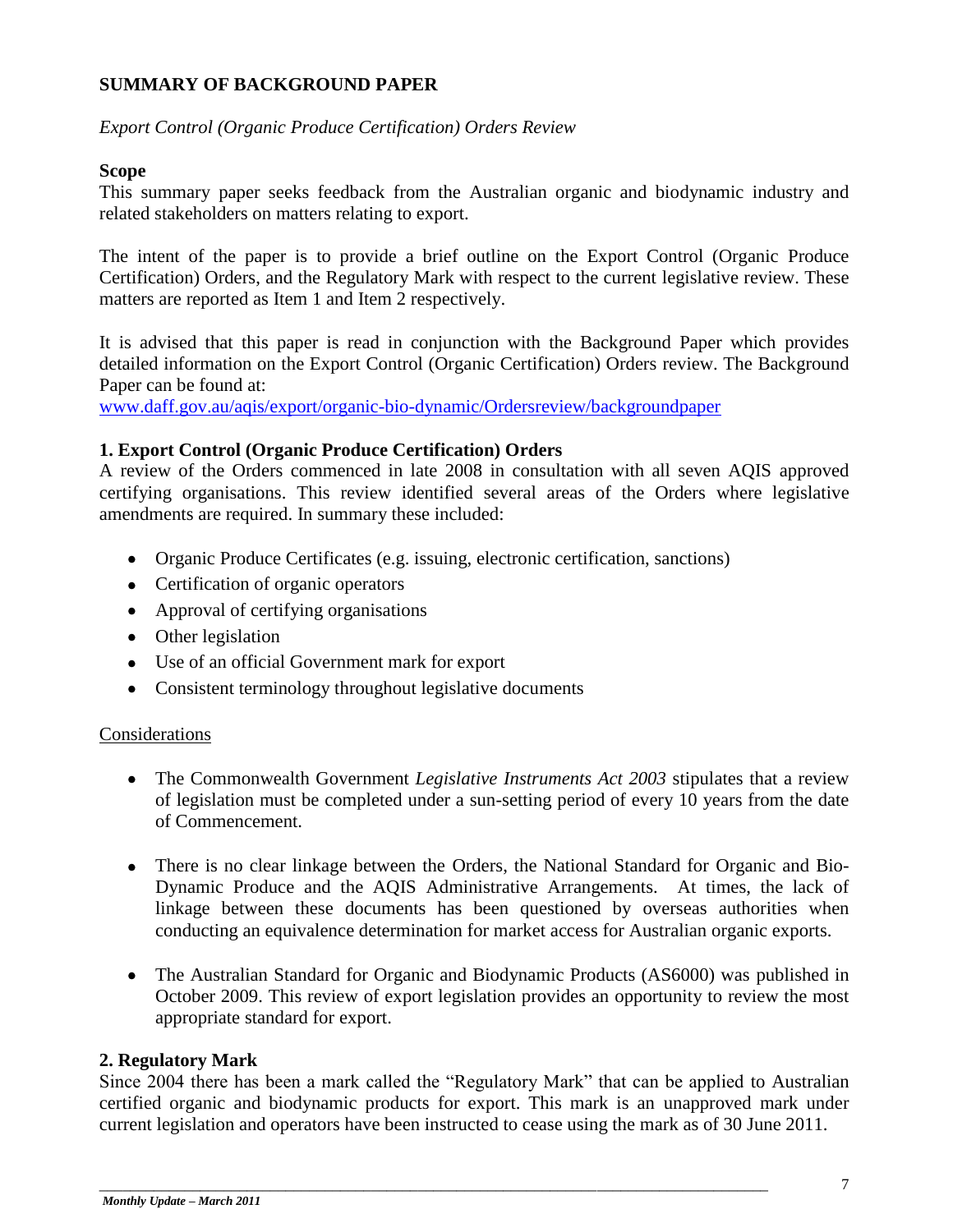## SUMMARY OF BACKGROUND PAPER

*Export Control (Organic Produce Certification) Orders Review*

**Scope**

This summary paper seeks feedback from the Australian organic and biodynamic industry and related stakeholders on matters relating to export.

The intent of the paper is to provide a brief outline on the Export Control (Organic Produce Certification) Orders, and the Regulatory Mark with respect to the current legislative review. These matters are reported as Item 1 and Item 2 respectively.

It is advised that this paper is read in conjunction with the Background Paper which provides detailed information on the Export Control (Organic Certification) Orders review. The Background Paper can be found at:
www.daff.gov.au/aqis/export/organic-bio-dynamic/Ordersreview/backgroundpaper

**1. Export Control (Organic Produce Certification) Orders**

A review of the Orders commenced in late 2008 in consultation with all seven AQIS approved certifying organisations. This review identified several areas of the Orders where legislative amendments are required. In summary these included:

- Organic Produce Certificates (e.g. issuing, electronic certification, sanctions)
- Certification of organic operators
- Approval of certifying organisations
- Other legislation
- Use of an official Government mark for export
- Consistent terminology throughout legislative documents

Considerations

- The Commonwealth Government *Legislative Instruments Act 2003* stipulates that a review of legislation must be completed under a sun-setting period of every 10 years from the date of Commencement.
- There is no clear linkage between the Orders, the National Standard for Organic and Bio-Dynamic Produce and the AQIS Administrative Arrangements. At times, the lack of linkage between these documents has been questioned by overseas authorities when conducting an equivalence determination for market access for Australian organic exports.
- The Australian Standard for Organic and Biodynamic Products (AS6000) was published in October 2009. This review of export legislation provides an opportunity to review the most appropriate standard for export.

**2. Regulatory Mark**

Since 2004 there has been a mark called the "Regulatory Mark" that can be applied to Australian certified organic and biodynamic products for export. This mark is an unapproved mark under current legislation and operators have been instructed to cease using the mark as of 30 June 2011.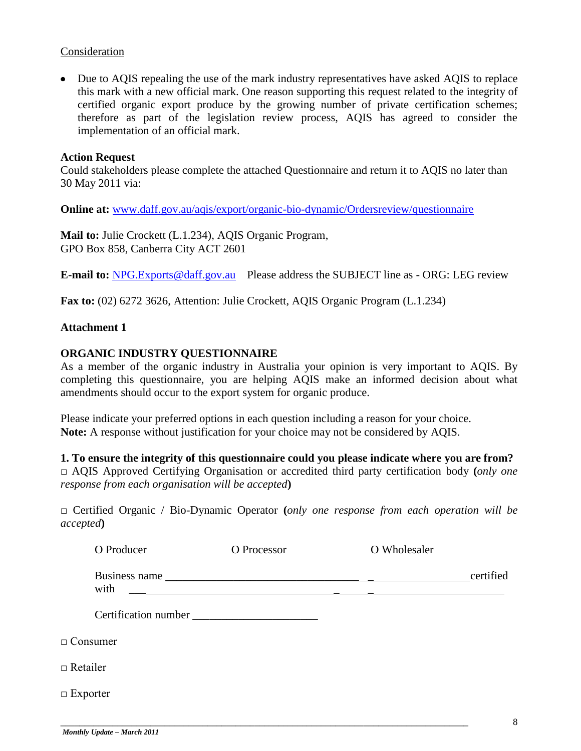Consideration

- Due to AQIS repealing the use of the mark industry representatives have asked AQIS to replace this mark with a new official mark. One reason supporting this request related to the integrity of certified organic export produce by the growing number of private certification schemes; therefore as part of the legislation review process, AQIS has agreed to consider the implementation of an official mark.

**Action Request**
Could stakeholders please complete the attached Questionnaire and return it to AQIS no later than 30 May 2011 via:

**Online at:** www.daff.gov.au/aqis/export/organic-bio-dynamic/Ordersreview/questionnaire

**Mail to:** Julie Crockett (L.1.234), AQIS Organic Program,
GPO Box 858, Canberra City ACT 2601

**E-mail to:** NPG.Exports@daff.gov.au Please address the SUBJECT line as - ORG: LEG review

**Fax to:** (02) 6272 3626, Attention: Julie Crockett, AQIS Organic Program (L.1.234)

**Attachment 1**

**ORGANIC INDUSTRY QUESTIONNAIRE**
As a member of the organic industry in Australia your opinion is very important to AQIS. By completing this questionnaire, you are helping AQIS make an informed decision about what amendments should occur to the export system for organic produce.

Please indicate your preferred options in each question including a reason for your choice.
**Note:** A response without justification for your choice may not be considered by AQIS.

**1. To ensure the integrity of this questionnaire could you please indicate where you are from?**
□ AQIS Approved Certifying Organisation or accredited third party certification body **(***only one response from each organisation will be accepted***)**

□ Certified Organic / Bio-Dynamic Operator **(***only one response from each operation will be accepted***)**

O Producer O Processor O Wholesaler

Business name ________________________________________ certified with ________________________________________

Certification number ______________________

□ Consumer

□ Retailer

□ Exporter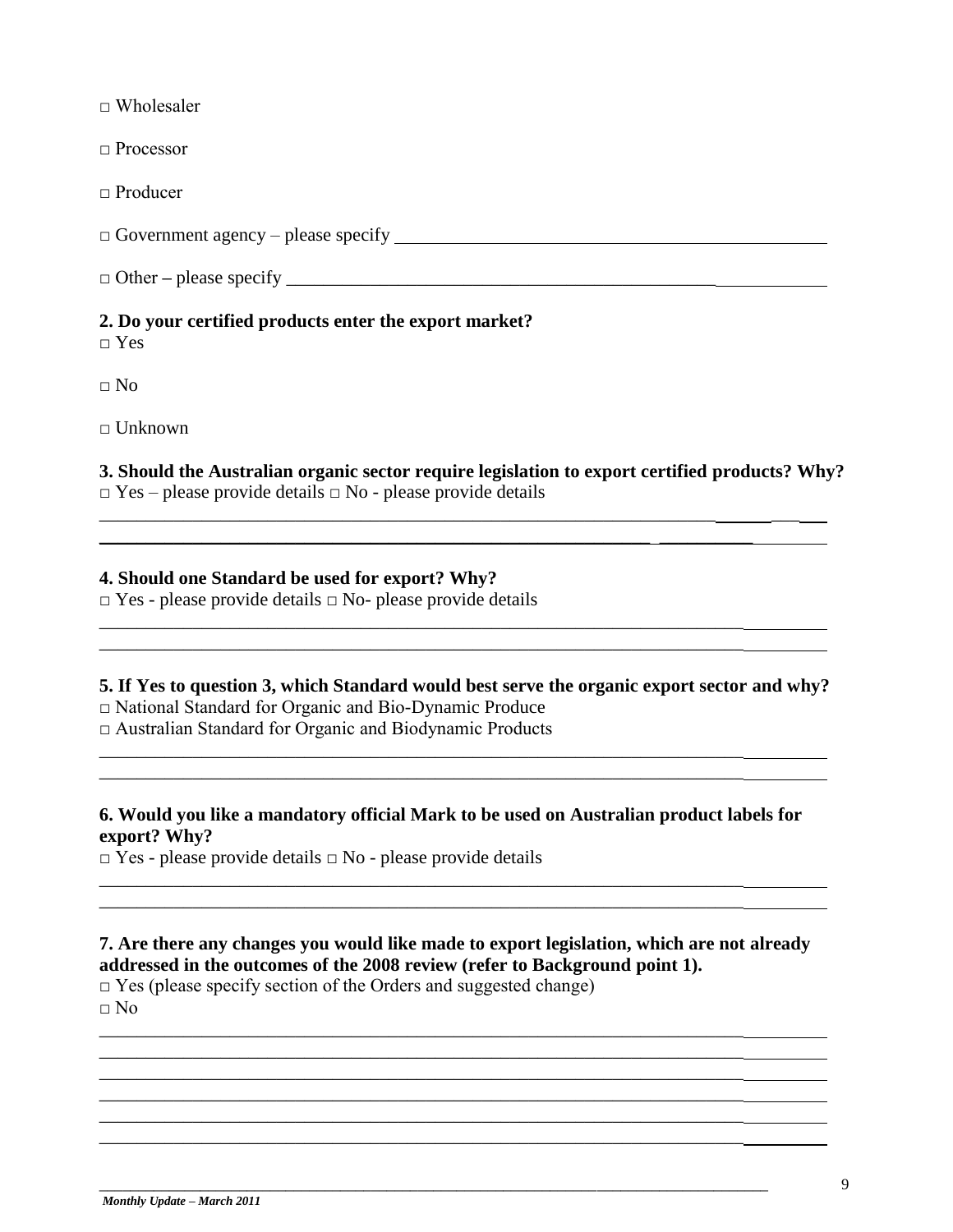□ Wholesaler

□ Processor

□ Producer

□ Government agency – please specify ________________________________________________

□ Other – please specify ________________________________________________________

**2. Do your certified products enter the export market?**

□ Yes

□ No

□ Unknown

**3. Should the Australian organic sector require legislation to export certified products? Why?**

□ Yes – please provide details □ No - please provide details

______________________________________________________________________________

______________________________________________________________________________

**4. Should one Standard be used for export? Why?**

□ Yes - please provide details □ No- please provide details

______________________________________________________________________________

______________________________________________________________________________

**5. If Yes to question 3, which Standard would best serve the organic export sector and why?**

□ National Standard for Organic and Bio-Dynamic Produce

□ Australian Standard for Organic and Biodynamic Products

______________________________________________________________________________

______________________________________________________________________________

**6. Would you like a mandatory official Mark to be used on Australian product labels for export? Why?**

□ Yes - please provide details □ No - please provide details

______________________________________________________________________________

______________________________________________________________________________

**7. Are there any changes you would like made to export legislation, which are not already addressed in the outcomes of the 2008 review (refer to Background point 1).**

□ Yes (please specify section of the Orders and suggested change)

□ No

______________________________________________________________________________

______________________________________________________________________________

______________________________________________________________________________

______________________________________________________________________________

______________________________________________________________________________

______________________________________________________________________________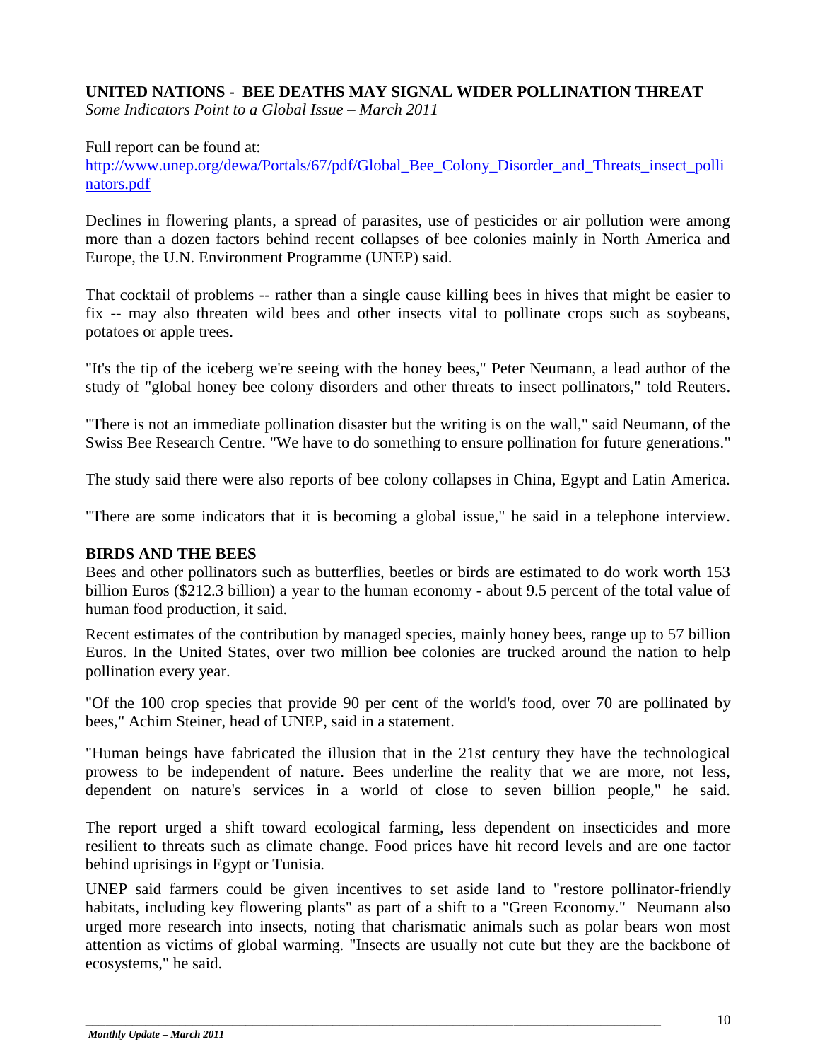## UNITED NATIONS - BEE DEATHS MAY SIGNAL WIDER POLLINATION THREAT

*Some Indicators Point to a Global Issue – March 2011*

Full report can be found at:
[http://www.unep.org/dewa/Portals/67/pdf/Global_Bee_Colony_Disorder_and_Threats_insect_pollinators.pdf](http://www.unep.org/dewa/Portals/67/pdf/Global_Bee_Colony_Disorder_and_Threats_insect_pollinators.pdf)

Declines in flowering plants, a spread of parasites, use of pesticides or air pollution were among more than a dozen factors behind recent collapses of bee colonies mainly in North America and Europe, the U.N. Environment Programme (UNEP) said.

That cocktail of problems -- rather than a single cause killing bees in hives that might be easier to fix -- may also threaten wild bees and other insects vital to pollinate crops such as soybeans, potatoes or apple trees.

"It's the tip of the iceberg we're seeing with the honey bees," Peter Neumann, a lead author of the study of "global honey bee colony disorders and other threats to insect pollinators," told Reuters.

"There is not an immediate pollination disaster but the writing is on the wall," said Neumann, of the Swiss Bee Research Centre. "We have to do something to ensure pollination for future generations."

The study said there were also reports of bee colony collapses in China, Egypt and Latin America.

"There are some indicators that it is becoming a global issue," he said in a telephone interview.

### BIRDS AND THE BEES

Bees and other pollinators such as butterflies, beetles or birds are estimated to do work worth 153 billion Euros ($212.3 billion) a year to the human economy - about 9.5 percent of the total value of human food production, it said.

Recent estimates of the contribution by managed species, mainly honey bees, range up to 57 billion Euros. In the United States, over two million bee colonies are trucked around the nation to help pollination every year.

"Of the 100 crop species that provide 90 per cent of the world's food, over 70 are pollinated by bees," Achim Steiner, head of UNEP, said in a statement.

"Human beings have fabricated the illusion that in the 21st century they have the technological prowess to be independent of nature. Bees underline the reality that we are more, not less, dependent on nature's services in a world of close to seven billion people," he said.

The report urged a shift toward ecological farming, less dependent on insecticides and more resilient to threats such as climate change. Food prices have hit record levels and are one factor behind uprisings in Egypt or Tunisia.

UNEP said farmers could be given incentives to set aside land to "restore pollinator-friendly habitats, including key flowering plants" as part of a shift to a "Green Economy." Neumann also urged more research into insects, noting that charismatic animals such as polar bears won most attention as victims of global warming. "Insects are usually not cute but they are the backbone of ecosystems," he said.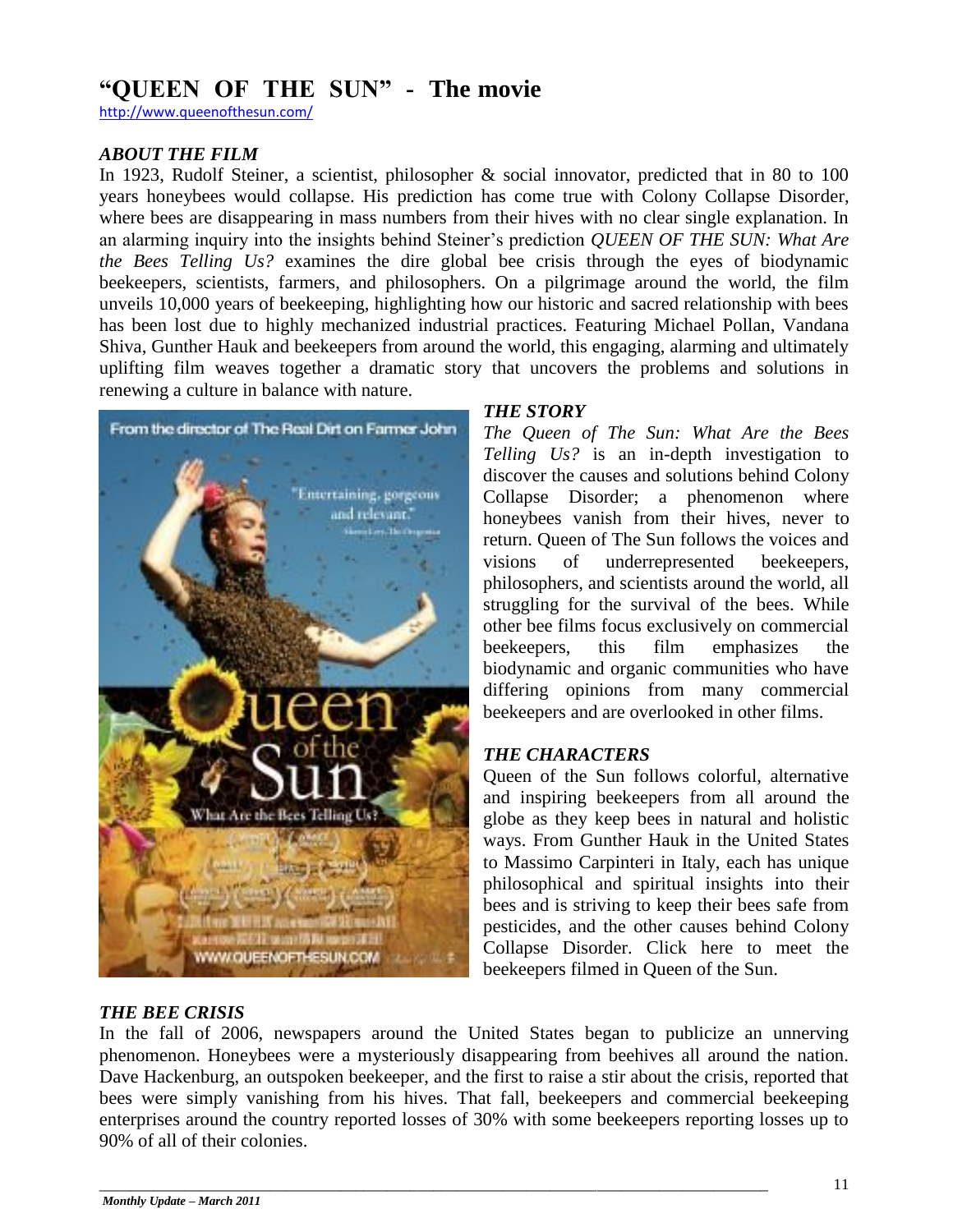# "QUEEN OF THE SUN" - The movie

http://www.queenofthesun.com/

### *ABOUT THE FILM*

In 1923, Rudolf Steiner, a scientist, philosopher & social innovator, predicted that in 80 to 100 years honeybees would collapse. His prediction has come true with Colony Collapse Disorder, where bees are disappearing in mass numbers from their hives with no clear single explanation. In an alarming inquiry into the insights behind Steiner's prediction *QUEEN OF THE SUN: What Are the Bees Telling Us?* examines the dire global bee crisis through the eyes of biodynamic beekeepers, scientists, farmers, and philosophers. On a pilgrimage around the world, the film unveils 10,000 years of beekeeping, highlighting how our historic and sacred relationship with bees has been lost due to highly mechanized industrial practices. Featuring Michael Pollan, Vandana Shiva, Gunther Hauk and beekeepers from around the world, this engaging, alarming and ultimately uplifting film weaves together a dramatic story that uncovers the problems and solutions in renewing a culture in balance with nature.

### *THE STORY*

*The Queen of The Sun: What Are the Bees Telling Us?* is an in-depth investigation to discover the causes and solutions behind Colony Collapse Disorder; a phenomenon where honeybees vanish from their hives, never to return. Queen of The Sun follows the voices and visions of underrepresented beekeepers, philosophers, and scientists around the world, all struggling for the survival of the bees. While other bee films focus exclusively on commercial beekeepers, this film emphasizes the biodynamic and organic communities who have differing opinions from many commercial beekeepers and are overlooked in other films.

### *THE CHARACTERS*

Queen of the Sun follows colorful, alternative and inspiring beekeepers from all around the globe as they keep bees in natural and holistic ways. From Gunther Hauk in the United States to Massimo Carpinteri in Italy, each has unique philosophical and spiritual insights into their bees and is striving to keep their bees safe from pesticides, and the other causes behind Colony Collapse Disorder. Click here to meet the beekeepers filmed in Queen of the Sun.

### *THE BEE CRISIS*

In the fall of 2006, newspapers around the United States began to publicize an unnerving phenomenon. Honeybees were a mysteriously disappearing from beehives all around the nation. Dave Hackenburg, an outspoken beekeeper, and the first to raise a stir about the crisis, reported that bees were simply vanishing from his hives. That fall, beekeepers and commercial beekeeping enterprises around the country reported losses of 30% with some beekeepers reporting losses up to 90% of all of their colonies.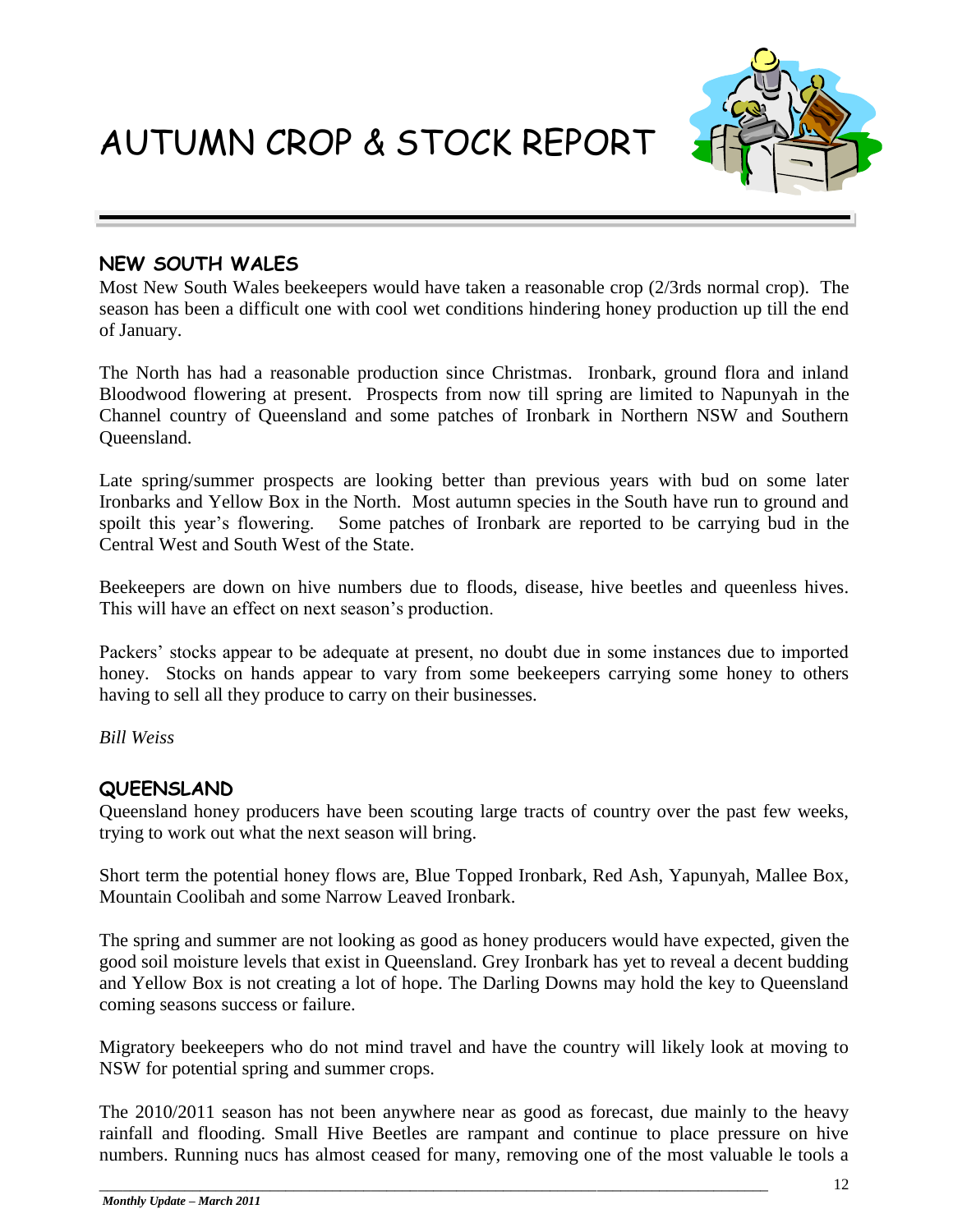# AUTUMN CROP & STOCK REPORT

## NEW SOUTH WALES

Most New South Wales beekeepers would have taken a reasonable crop (2/3rds normal crop). The season has been a difficult one with cool wet conditions hindering honey production up till the end of January.

The North has had a reasonable production since Christmas. Ironbark, ground flora and inland Bloodwood flowering at present. Prospects from now till spring are limited to Napunyah in the Channel country of Queensland and some patches of Ironbark in Northern NSW and Southern Queensland.

Late spring/summer prospects are looking better than previous years with bud on some later Ironbarks and Yellow Box in the North. Most autumn species in the South have run to ground and spoilt this year's flowering. Some patches of Ironbark are reported to be carrying bud in the Central West and South West of the State.

Beekeepers are down on hive numbers due to floods, disease, hive beetles and queenless hives. This will have an effect on next season's production.

Packers' stocks appear to be adequate at present, no doubt due in some instances due to imported honey. Stocks on hands appear to vary from some beekeepers carrying some honey to others having to sell all they produce to carry on their businesses.

*Bill Weiss*

## QUEENSLAND

Queensland honey producers have been scouting large tracts of country over the past few weeks, trying to work out what the next season will bring.

Short term the potential honey flows are, Blue Topped Ironbark, Red Ash, Yapunyah, Mallee Box, Mountain Coolibah and some Narrow Leaved Ironbark.

The spring and summer are not looking as good as honey producers would have expected, given the good soil moisture levels that exist in Queensland. Grey Ironbark has yet to reveal a decent budding and Yellow Box is not creating a lot of hope. The Darling Downs may hold the key to Queensland coming seasons success or failure.

Migratory beekeepers who do not mind travel and have the country will likely look at moving to NSW for potential spring and summer crops.

The 2010/2011 season has not been anywhere near as good as forecast, due mainly to the heavy rainfall and flooding. Small Hive Beetles are rampant and continue to place pressure on hive numbers. Running nucs has almost ceased for many, removing one of the most valuable le tools a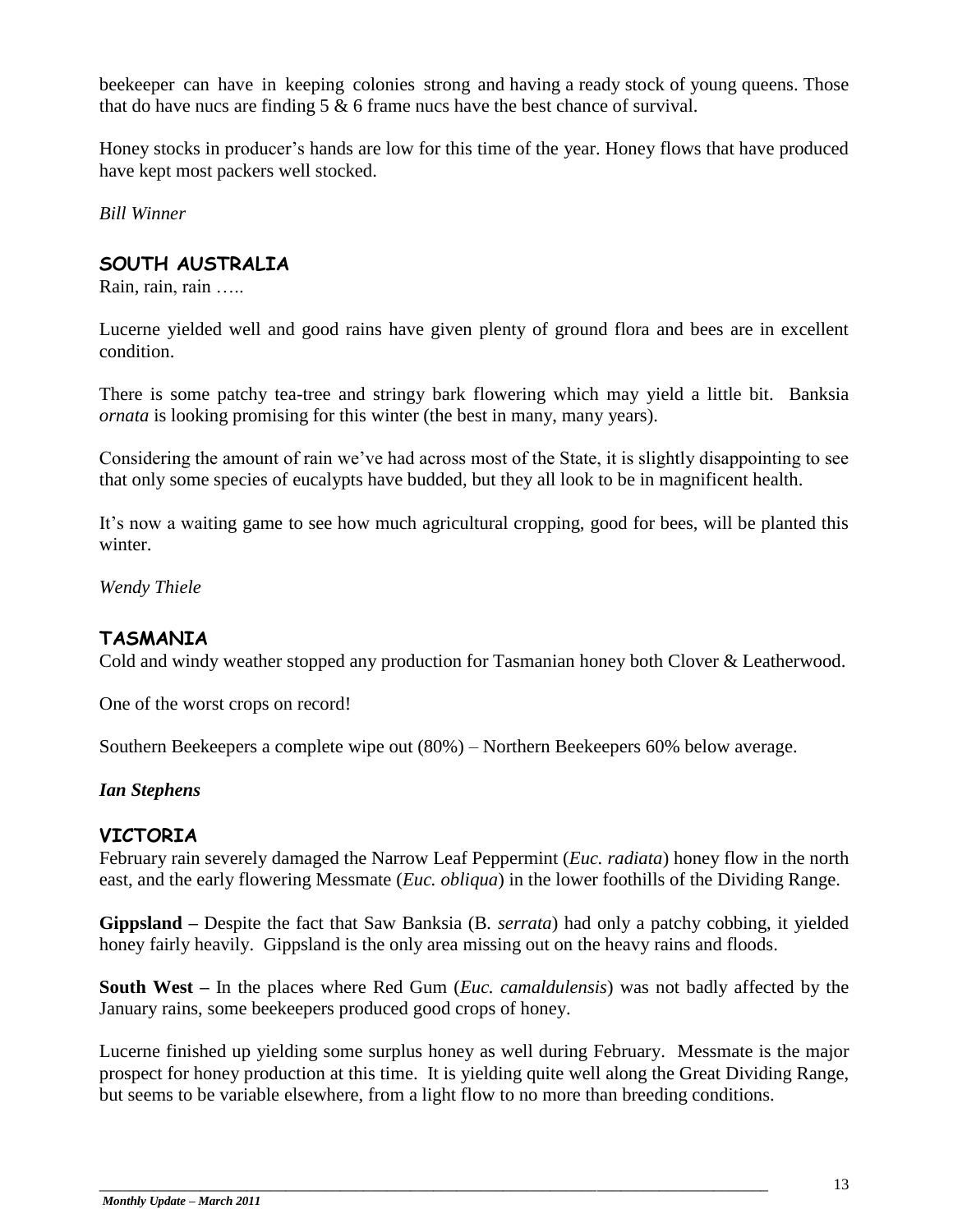beekeeper can have in keeping colonies strong and having a ready stock of young queens. Those that do have nucs are finding 5 & 6 frame nucs have the best chance of survival.

Honey stocks in producer's hands are low for this time of the year. Honey flows that have produced have kept most packers well stocked.

*Bill Winner*

## SOUTH AUSTRALIA

Rain, rain, rain …..

Lucerne yielded well and good rains have given plenty of ground flora and bees are in excellent condition.

There is some patchy tea-tree and stringy bark flowering which may yield a little bit. Banksia *ornata* is looking promising for this winter (the best in many, many years).

Considering the amount of rain we've had across most of the State, it is slightly disappointing to see that only some species of eucalypts have budded, but they all look to be in magnificent health.

It's now a waiting game to see how much agricultural cropping, good for bees, will be planted this winter.

*Wendy Thiele*

## TASMANIA

Cold and windy weather stopped any production for Tasmanian honey both Clover & Leatherwood.

One of the worst crops on record!

Southern Beekeepers a complete wipe out (80%) – Northern Beekeepers 60% below average.

***Ian Stephens***

## VICTORIA

February rain severely damaged the Narrow Leaf Peppermint (*Euc. radiata*) honey flow in the north east, and the early flowering Messmate (*Euc. obliqua*) in the lower foothills of the Dividing Range.

**Gippsland –** Despite the fact that Saw Banksia (B. *serrata*) had only a patchy cobbing, it yielded honey fairly heavily. Gippsland is the only area missing out on the heavy rains and floods.

**South West –** In the places where Red Gum (*Euc. camaldulensis*) was not badly affected by the January rains, some beekeepers produced good crops of honey.

Lucerne finished up yielding some surplus honey as well during February. Messmate is the major prospect for honey production at this time. It is yielding quite well along the Great Dividing Range, but seems to be variable elsewhere, from a light flow to no more than breeding conditions.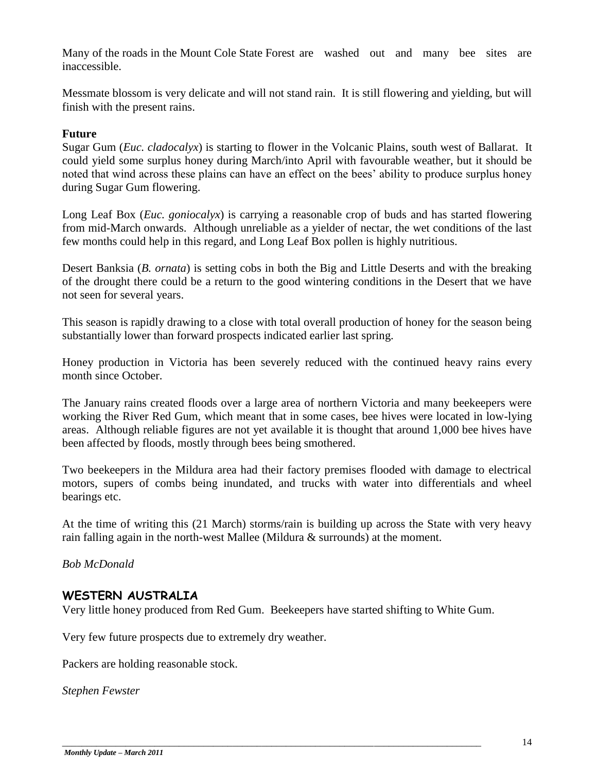Many of the roads in the Mount Cole State Forest are washed out and many bee sites are inaccessible.

Messmate blossom is very delicate and will not stand rain. It is still flowering and yielding, but will finish with the present rains.

**Future**

Sugar Gum (*Euc. cladocalyx*) is starting to flower in the Volcanic Plains, south west of Ballarat. It could yield some surplus honey during March/into April with favourable weather, but it should be noted that wind across these plains can have an effect on the bees' ability to produce surplus honey during Sugar Gum flowering.

Long Leaf Box (*Euc. goniocalyx*) is carrying a reasonable crop of buds and has started flowering from mid-March onwards. Although unreliable as a yielder of nectar, the wet conditions of the last few months could help in this regard, and Long Leaf Box pollen is highly nutritious.

Desert Banksia (*B. ornata*) is setting cobs in both the Big and Little Deserts and with the breaking of the drought there could be a return to the good wintering conditions in the Desert that we have not seen for several years.

This season is rapidly drawing to a close with total overall production of honey for the season being substantially lower than forward prospects indicated earlier last spring.

Honey production in Victoria has been severely reduced with the continued heavy rains every month since October.

The January rains created floods over a large area of northern Victoria and many beekeepers were working the River Red Gum, which meant that in some cases, bee hives were located in low-lying areas. Although reliable figures are not yet available it is thought that around 1,000 bee hives have been affected by floods, mostly through bees being smothered.

Two beekeepers in the Mildura area had their factory premises flooded with damage to electrical motors, supers of combs being inundated, and trucks with water into differentials and wheel bearings etc.

At the time of writing this (21 March) storms/rain is building up across the State with very heavy rain falling again in the north-west Mallee (Mildura & surrounds) at the moment.

*Bob McDonald*

## WESTERN AUSTRALIA

Very little honey produced from Red Gum. Beekeepers have started shifting to White Gum.

Very few future prospects due to extremely dry weather.

Packers are holding reasonable stock.

*Stephen Fewster*